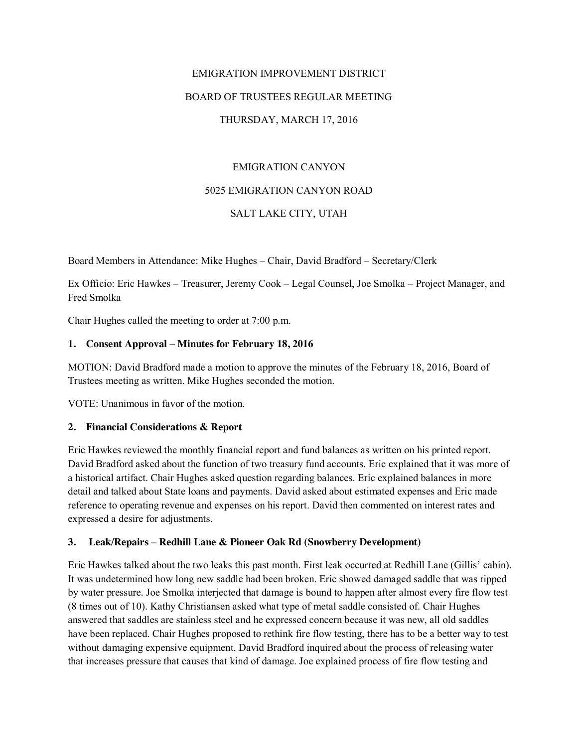EMIGRATION IMPROVEMENT DISTRICT

BOARD OF TRUSTEES REGULAR MEETING

THURSDAY, MARCH 17, 2016

EMIGRATION CANYON

5025 EMIGRATION CANYON ROAD

SALT LAKE CITY, UTAH

Board Members in Attendance: Mike Hughes – Chair, David Bradford – Secretary/Clerk

Ex Officio: Eric Hawkes – Treasurer, Jeremy Cook – Legal Counsel, Joe Smolka – Project Manager, and Fred Smolka

Chair Hughes called the meeting to order at 7:00 p.m.

**1. Consent Approval – Minutes for February 18, 2016**

MOTION: David Bradford made a motion to approve the minutes of the February 18, 2016, Board of Trustees meeting as written. Mike Hughes seconded the motion.

VOTE: Unanimous in favor of the motion.

**2. Financial Considerations & Report**

Eric Hawkes reviewed the monthly financial report and fund balances as written on his printed report. David Bradford asked about the function of two treasury fund accounts. Eric explained that it was more of a historical artifact. Chair Hughes asked question regarding balances. Eric explained balances in more detail and talked about State loans and payments. David asked about estimated expenses and Eric made reference to operating revenue and expenses on his report. David then commented on interest rates and expressed a desire for adjustments.

**3. Leak/Repairs – Redhill Lane & Pioneer Oak Rd (Snowberry Development)**

Eric Hawkes talked about the two leaks this past month. First leak occurred at Redhill Lane (Gillis' cabin). It was undetermined how long new saddle had been broken. Eric showed damaged saddle that was ripped by water pressure. Joe Smolka interjected that damage is bound to happen after almost every fire flow test (8 times out of 10). Kathy Christiansen asked what type of metal saddle consisted of. Chair Hughes answered that saddles are stainless steel and he expressed concern because it was new, all old saddles have been replaced. Chair Hughes proposed to rethink fire flow testing, there has to be a better way to test without damaging expensive equipment. David Bradford inquired about the process of releasing water that increases pressure that causes that kind of damage. Joe explained process of fire flow testing and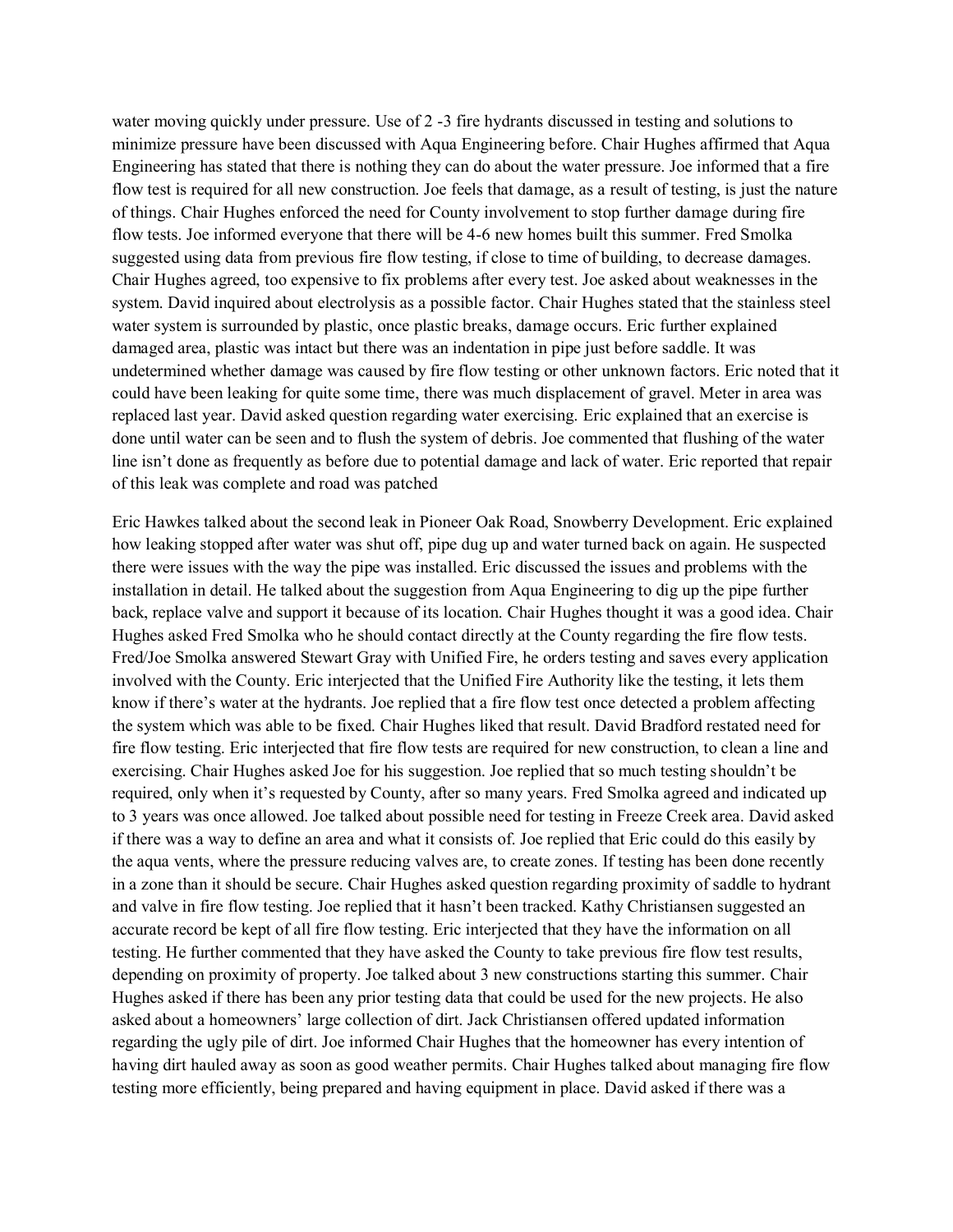water moving quickly under pressure. Use of 2 -3 fire hydrants discussed in testing and solutions to minimize pressure have been discussed with Aqua Engineering before. Chair Hughes affirmed that Aqua Engineering has stated that there is nothing they can do about the water pressure. Joe informed that a fire flow test is required for all new construction. Joe feels that damage, as a result of testing, is just the nature of things. Chair Hughes enforced the need for County involvement to stop further damage during fire flow tests. Joe informed everyone that there will be 4-6 new homes built this summer. Fred Smolka suggested using data from previous fire flow testing, if close to time of building, to decrease damages. Chair Hughes agreed, too expensive to fix problems after every test. Joe asked about weaknesses in the system. David inquired about electrolysis as a possible factor. Chair Hughes stated that the stainless steel water system is surrounded by plastic, once plastic breaks, damage occurs. Eric further explained damaged area, plastic was intact but there was an indentation in pipe just before saddle. It was undetermined whether damage was caused by fire flow testing or other unknown factors. Eric noted that it could have been leaking for quite some time, there was much displacement of gravel. Meter in area was replaced last year. David asked question regarding water exercising. Eric explained that an exercise is done until water can be seen and to flush the system of debris. Joe commented that flushing of the water line isn't done as frequently as before due to potential damage and lack of water. Eric reported that repair of this leak was complete and road was patched

Eric Hawkes talked about the second leak in Pioneer Oak Road, Snowberry Development. Eric explained how leaking stopped after water was shut off, pipe dug up and water turned back on again. He suspected there were issues with the way the pipe was installed. Eric discussed the issues and problems with the installation in detail. He talked about the suggestion from Aqua Engineering to dig up the pipe further back, replace valve and support it because of its location. Chair Hughes thought it was a good idea. Chair Hughes asked Fred Smolka who he should contact directly at the County regarding the fire flow tests. Fred/Joe Smolka answered Stewart Gray with Unified Fire, he orders testing and saves every application involved with the County. Eric interjected that the Unified Fire Authority like the testing, it lets them know if there's water at the hydrants. Joe replied that a fire flow test once detected a problem affecting the system which was able to be fixed. Chair Hughes liked that result. David Bradford restated need for fire flow testing. Eric interjected that fire flow tests are required for new construction, to clean a line and exercising. Chair Hughes asked Joe for his suggestion. Joe replied that so much testing shouldn't be required, only when it's requested by County, after so many years. Fred Smolka agreed and indicated up to 3 years was once allowed. Joe talked about possible need for testing in Freeze Creek area. David asked if there was a way to define an area and what it consists of. Joe replied that Eric could do this easily by the aqua vents, where the pressure reducing valves are, to create zones. If testing has been done recently in a zone than it should be secure. Chair Hughes asked question regarding proximity of saddle to hydrant and valve in fire flow testing. Joe replied that it hasn't been tracked. Kathy Christiansen suggested an accurate record be kept of all fire flow testing. Eric interjected that they have the information on all testing. He further commented that they have asked the County to take previous fire flow test results, depending on proximity of property. Joe talked about 3 new constructions starting this summer. Chair Hughes asked if there has been any prior testing data that could be used for the new projects. He also asked about a homeowners' large collection of dirt. Jack Christiansen offered updated information regarding the ugly pile of dirt. Joe informed Chair Hughes that the homeowner has every intention of having dirt hauled away as soon as good weather permits. Chair Hughes talked about managing fire flow testing more efficiently, being prepared and having equipment in place. David asked if there was a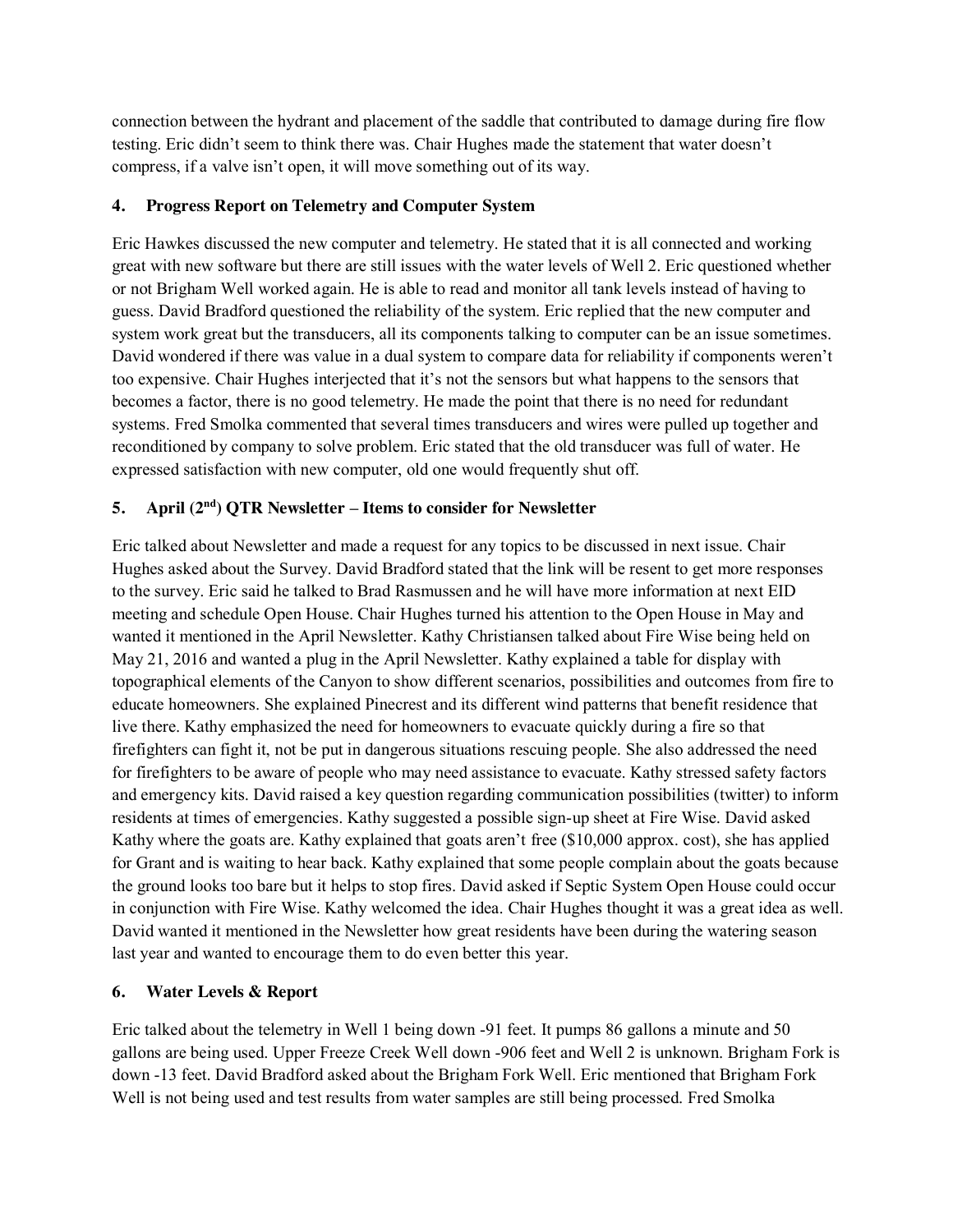connection between the hydrant and placement of the saddle that contributed to damage during fire flow testing. Eric didn't seem to think there was. Chair Hughes made the statement that water doesn't compress, if a valve isn't open, it will move something out of its way.

## 4. Progress Report on Telemetry and Computer System

Eric Hawkes discussed the new computer and telemetry. He stated that it is all connected and working great with new software but there are still issues with the water levels of Well 2. Eric questioned whether or not Brigham Well worked again. He is able to read and monitor all tank levels instead of having to guess. David Bradford questioned the reliability of the system. Eric replied that the new computer and system work great but the transducers, all its components talking to computer can be an issue sometimes. David wondered if there was value in a dual system to compare data for reliability if components weren't too expensive. Chair Hughes interjected that it's not the sensors but what happens to the sensors that becomes a factor, there is no good telemetry. He made the point that there is no need for redundant systems. Fred Smolka commented that several times transducers and wires were pulled up together and reconditioned by company to solve problem. Eric stated that the old transducer was full of water. He expressed satisfaction with new computer, old one would frequently shut off.

## 5. April (2nd) QTR Newsletter – Items to consider for Newsletter

Eric talked about Newsletter and made a request for any topics to be discussed in next issue. Chair Hughes asked about the Survey. David Bradford stated that the link will be resent to get more responses to the survey. Eric said he talked to Brad Rasmussen and he will have more information at next EID meeting and schedule Open House. Chair Hughes turned his attention to the Open House in May and wanted it mentioned in the April Newsletter. Kathy Christiansen talked about Fire Wise being held on May 21, 2016 and wanted a plug in the April Newsletter. Kathy explained a table for display with topographical elements of the Canyon to show different scenarios, possibilities and outcomes from fire to educate homeowners. She explained Pinecrest and its different wind patterns that benefit residence that live there. Kathy emphasized the need for homeowners to evacuate quickly during a fire so that firefighters can fight it, not be put in dangerous situations rescuing people. She also addressed the need for firefighters to be aware of people who may need assistance to evacuate. Kathy stressed safety factors and emergency kits. David raised a key question regarding communication possibilities (twitter) to inform residents at times of emergencies. Kathy suggested a possible sign-up sheet at Fire Wise. David asked Kathy where the goats are. Kathy explained that goats aren't free ($10,000 approx. cost), she has applied for Grant and is waiting to hear back. Kathy explained that some people complain about the goats because the ground looks too bare but it helps to stop fires. David asked if Septic System Open House could occur in conjunction with Fire Wise. Kathy welcomed the idea. Chair Hughes thought it was a great idea as well. David wanted it mentioned in the Newsletter how great residents have been during the watering season last year and wanted to encourage them to do even better this year.

## 6. Water Levels & Report

Eric talked about the telemetry in Well 1 being down -91 feet. It pumps 86 gallons a minute and 50 gallons are being used. Upper Freeze Creek Well down -906 feet and Well 2 is unknown. Brigham Fork is down -13 feet. David Bradford asked about the Brigham Fork Well. Eric mentioned that Brigham Fork Well is not being used and test results from water samples are still being processed. Fred Smolka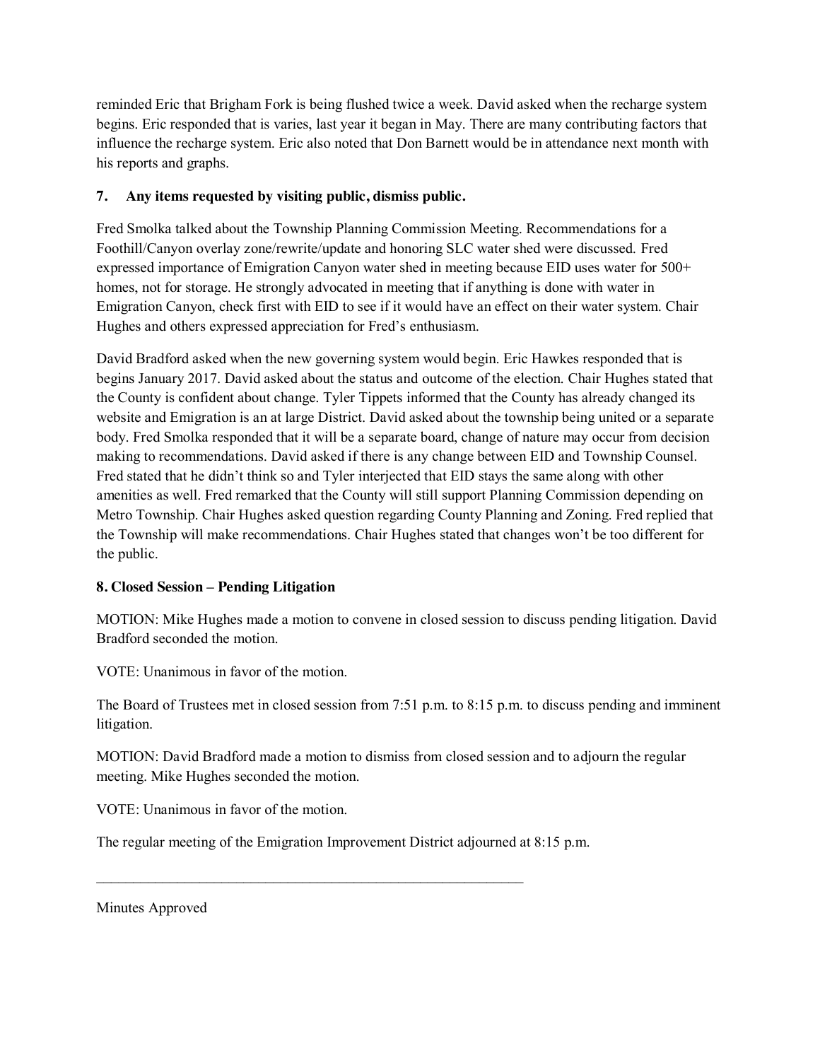reminded Eric that Brigham Fork is being flushed twice a week. David asked when the recharge system begins. Eric responded that is varies, last year it began in May. There are many contributing factors that influence the recharge system. Eric also noted that Don Barnett would be in attendance next month with his reports and graphs.

**7. Any items requested by visiting public, dismiss public.**

Fred Smolka talked about the Township Planning Commission Meeting. Recommendations for a Foothill/Canyon overlay zone/rewrite/update and honoring SLC water shed were discussed. Fred expressed importance of Emigration Canyon water shed in meeting because EID uses water for 500+ homes, not for storage. He strongly advocated in meeting that if anything is done with water in Emigration Canyon, check first with EID to see if it would have an effect on their water system. Chair Hughes and others expressed appreciation for Fred's enthusiasm.

David Bradford asked when the new governing system would begin. Eric Hawkes responded that is begins January 2017. David asked about the status and outcome of the election. Chair Hughes stated that the County is confident about change. Tyler Tippets informed that the County has already changed its website and Emigration is an at large District. David asked about the township being united or a separate body. Fred Smolka responded that it will be a separate board, change of nature may occur from decision making to recommendations. David asked if there is any change between EID and Township Counsel. Fred stated that he didn't think so and Tyler interjected that EID stays the same along with other amenities as well. Fred remarked that the County will still support Planning Commission depending on Metro Township. Chair Hughes asked question regarding County Planning and Zoning. Fred replied that the Township will make recommendations. Chair Hughes stated that changes won't be too different for the public.

**8. Closed Session – Pending Litigation**

MOTION: Mike Hughes made a motion to convene in closed session to discuss pending litigation. David Bradford seconded the motion.

VOTE: Unanimous in favor of the motion.

The Board of Trustees met in closed session from 7:51 p.m. to 8:15 p.m. to discuss pending and imminent litigation.

MOTION: David Bradford made a motion to dismiss from closed session and to adjourn the regular meeting. Mike Hughes seconded the motion.

VOTE: Unanimous in favor of the motion.

The regular meeting of the Emigration Improvement District adjourned at 8:15 p.m.

\_\_\_\_\_\_\_\_\_\_\_\_\_\_\_\_\_\_\_\_\_\_\_\_\_\_\_\_\_\_\_\_\_\_\_\_\_\_\_\_\_\_\_\_\_\_\_\_\_\_\_\_\_\_\_\_

Minutes Approved